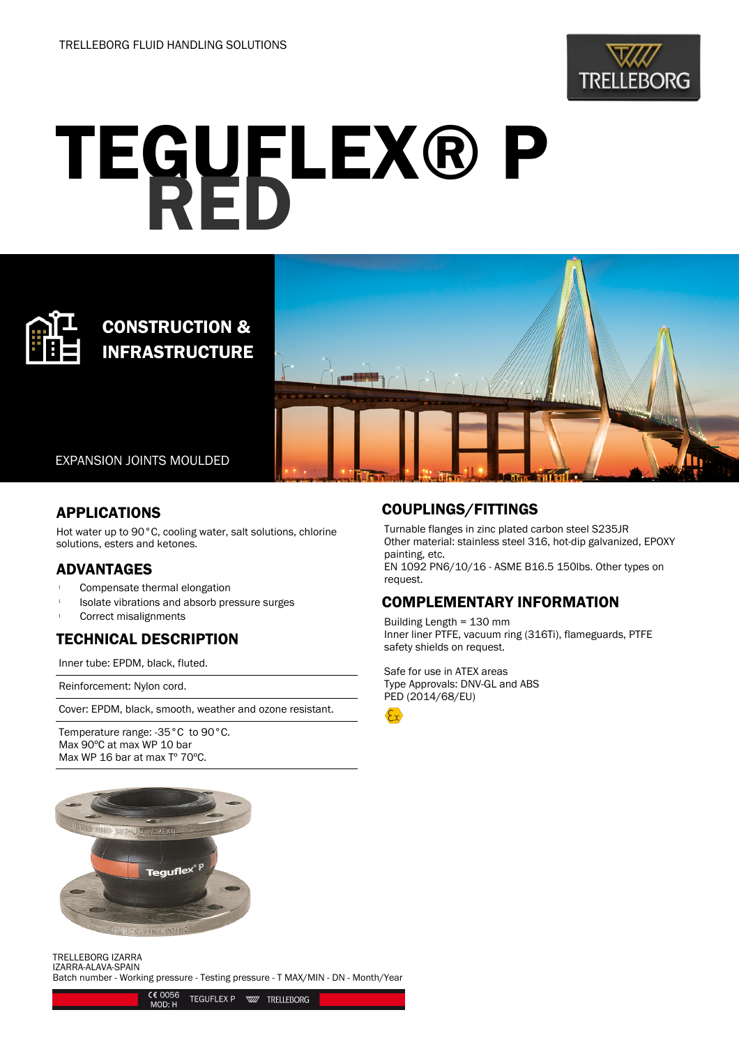TRELLEBORG FLUID HANDLING SOLUTIONS

# TEGUFLEX® P RED

## CONSTRUCTION & INFRASTRUCTURE

EXPANSION JOINTS MOULDED

## APPLICATIONS

Hot water up to 90°C, cooling water, salt solutions, chlorine solutions, esters and ketones.

## ADVANTAGES

- Compensate thermal elongation
- Isolate vibrations and absorb pressure surges
- Correct misalignments

## TECHNICAL DESCRIPTION

Inner tube: EPDM, black, fluted.

Reinforcement: Nylon cord.

Cover: EPDM, black, smooth, weather and ozone resistant.

Temperature range: -35°C to 90°C.
Max 90ºC at max WP 10 bar
Max WP 16 bar at max Tº 70ºC.

## COUPLINGS/FITTINGS

Turnable flanges in zinc plated carbon steel S235JR
Other material: stainless steel 316, hot-dip galvanized, EPOXY painting, etc.
EN 1092 PN6/10/16 - ASME B16.5 150lbs. Other types on request.

## COMPLEMENTARY INFORMATION

Building Length = 130 mm
Inner liner PTFE, vacuum ring (316Ti), flameguards, PTFE safety shields on request.

Safe for use in ATEX areas
Type Approvals: DNV-GL and ABS
PED (2014/68/EU)

TRELLEBORG IZARRA
IZARRA-ALAVA-SPAIN
Batch number - Working pressure - Testing pressure - T MAX/MIN - DN - Month/Year

CE 0056 MOD: H TEGUFLEX P TRELLEBORG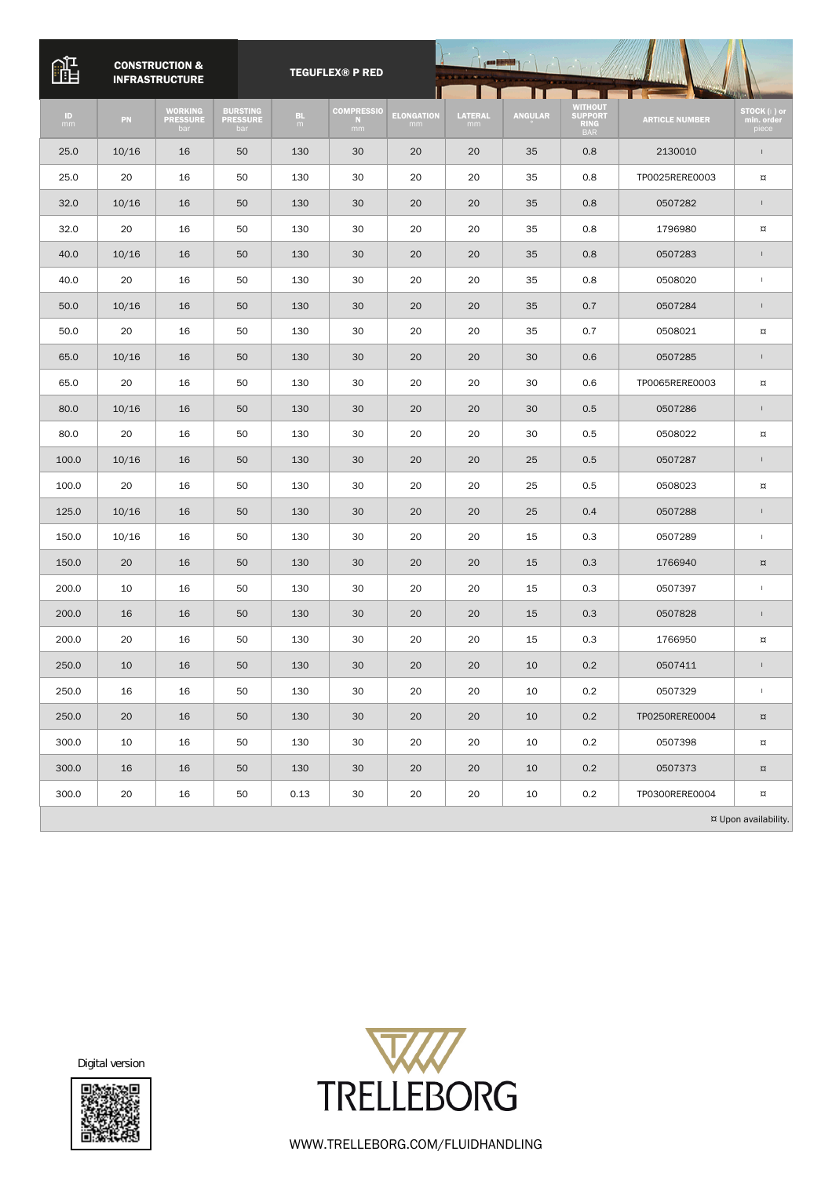CONSTRUCTION & INFRASTRUCTURE

TEGUFLEX® P RED

| ID mm | PN | WORKING PRESSURE bar | BURSTING PRESSURE bar | BL m | COMPRESSION mm | ELONGATION mm | LATERAL mm | ANGULAR ° | WITHOUT SUPPORT RING BAR | ARTICLE NUMBER | STOCK (▯) or min. order piece |
|---|---|---|---|---|---|---|---|---|---|---|---|
| 25.0 | 10/16 | 16 | 50 | 130 | 30 | 20 | 20 | 35 | 0.8 | 2130010 | ▯ |
| 25.0 | 20 | 16 | 50 | 130 | 30 | 20 | 20 | 35 | 0.8 | TP0025RERE0003 | ¤ |
| 32.0 | 10/16 | 16 | 50 | 130 | 30 | 20 | 20 | 35 | 0.8 | 0507282 | ▯ |
| 32.0 | 20 | 16 | 50 | 130 | 30 | 20 | 20 | 35 | 0.8 | 1796980 | ¤ |
| 40.0 | 10/16 | 16 | 50 | 130 | 30 | 20 | 20 | 35 | 0.8 | 0507283 | ▯ |
| 40.0 | 20 | 16 | 50 | 130 | 30 | 20 | 20 | 35 | 0.8 | 0508020 | ▯ |
| 50.0 | 10/16 | 16 | 50 | 130 | 30 | 20 | 20 | 35 | 0.7 | 0507284 | ▯ |
| 50.0 | 20 | 16 | 50 | 130 | 30 | 20 | 20 | 35 | 0.7 | 0508021 | ¤ |
| 65.0 | 10/16 | 16 | 50 | 130 | 30 | 20 | 20 | 30 | 0.6 | 0507285 | ▯ |
| 65.0 | 20 | 16 | 50 | 130 | 30 | 20 | 20 | 30 | 0.6 | TP0065RERE0003 | ¤ |
| 80.0 | 10/16 | 16 | 50 | 130 | 30 | 20 | 20 | 30 | 0.5 | 0507286 | ▯ |
| 80.0 | 20 | 16 | 50 | 130 | 30 | 20 | 20 | 30 | 0.5 | 0508022 | ¤ |
| 100.0 | 10/16 | 16 | 50 | 130 | 30 | 20 | 20 | 25 | 0.5 | 0507287 | ▯ |
| 100.0 | 20 | 16 | 50 | 130 | 30 | 20 | 20 | 25 | 0.5 | 0508023 | ¤ |
| 125.0 | 10/16 | 16 | 50 | 130 | 30 | 20 | 20 | 25 | 0.4 | 0507288 | ▯ |
| 150.0 | 10/16 | 16 | 50 | 130 | 30 | 20 | 20 | 15 | 0.3 | 0507289 | ▯ |
| 150.0 | 20 | 16 | 50 | 130 | 30 | 20 | 20 | 15 | 0.3 | 1766940 | ¤ |
| 200.0 | 10 | 16 | 50 | 130 | 30 | 20 | 20 | 15 | 0.3 | 0507397 | ▯ |
| 200.0 | 16 | 16 | 50 | 130 | 30 | 20 | 20 | 15 | 0.3 | 0507828 | ▯ |
| 200.0 | 20 | 16 | 50 | 130 | 30 | 20 | 20 | 15 | 0.3 | 1766950 | ¤ |
| 250.0 | 10 | 16 | 50 | 130 | 30 | 20 | 20 | 10 | 0.2 | 0507411 | ▯ |
| 250.0 | 16 | 16 | 50 | 130 | 30 | 20 | 20 | 10 | 0.2 | 0507329 | ▯ |
| 250.0 | 20 | 16 | 50 | 130 | 30 | 20 | 20 | 10 | 0.2 | TP0250RERE0004 | ¤ |
| 300.0 | 10 | 16 | 50 | 130 | 30 | 20 | 20 | 10 | 0.2 | 0507398 | ¤ |
| 300.0 | 16 | 16 | 50 | 130 | 30 | 20 | 20 | 10 | 0.2 | 0507373 | ¤ |
| 300.0 | 20 | 16 | 50 | 0.13 | 30 | 20 | 20 | 10 | 0.2 | TP0300RERE0004 | ¤ |

¤ Upon availability.

Digital version

TRELLEBORG

WWW.TRELLEBORG.COM/FLUIDHANDLING